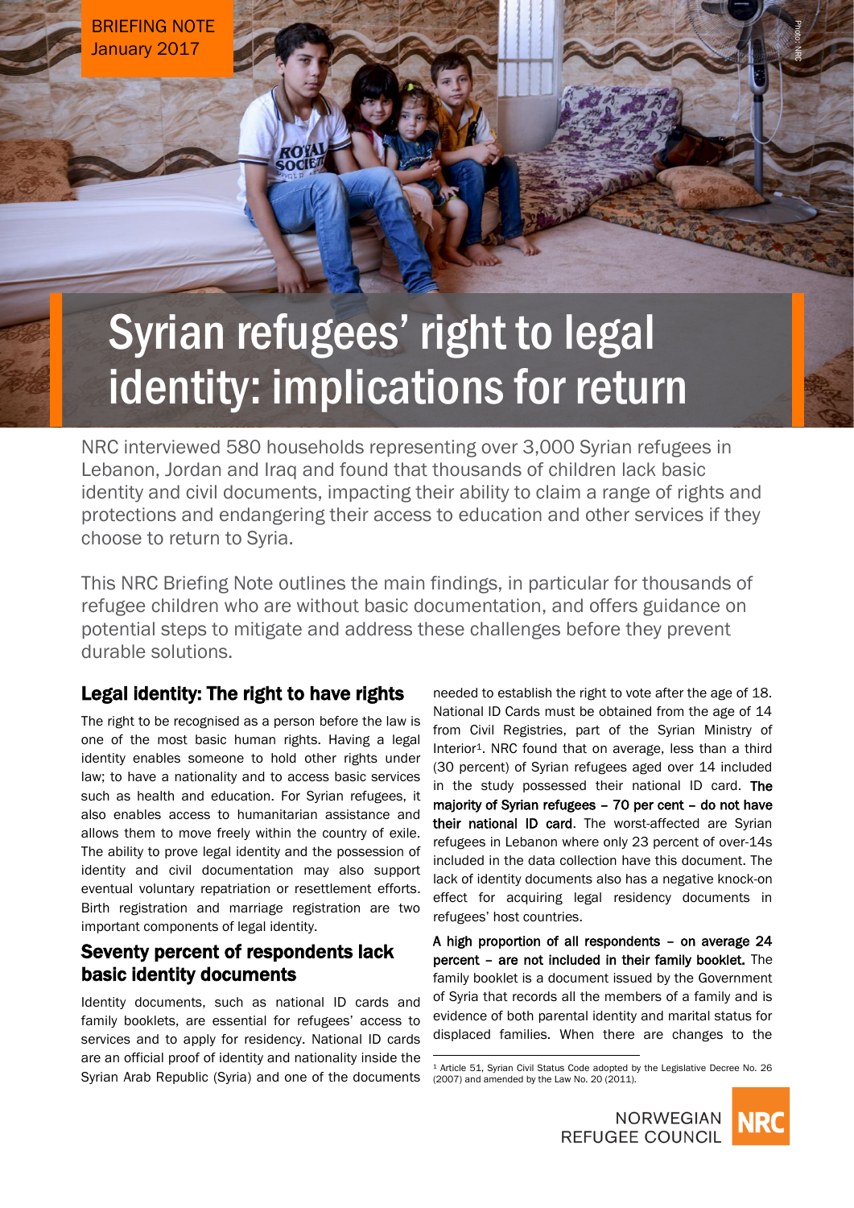BRIEFING NOTE
January 2017

# Syrian refugees' right to legal identity: implications for return

NRC interviewed 580 households representing over 3,000 Syrian refugees in Lebanon, Jordan and Iraq and found that thousands of children lack basic identity and civil documents, impacting their ability to claim a range of rights and protections and endangering their access to education and other services if they choose to return to Syria.

This NRC Briefing Note outlines the main findings, in particular for thousands of refugee children who are without basic documentation, and offers guidance on potential steps to mitigate and address these challenges before they prevent durable solutions.

## Legal identity: The right to have rights

The right to be recognised as a person before the law is one of the most basic human rights. Having a legal identity enables someone to hold other rights under law; to have a nationality and to access basic services such as health and education. For Syrian refugees, it also enables access to humanitarian assistance and allows them to move freely within the country of exile. The ability to prove legal identity and the possession of identity and civil documentation may also support eventual voluntary repatriation or resettlement efforts. Birth registration and marriage registration are two important components of legal identity.

## Seventy percent of respondents lack basic identity documents

Identity documents, such as national ID cards and family booklets, are essential for refugees' access to services and to apply for residency. National ID cards are an official proof of identity and nationality inside the Syrian Arab Republic (Syria) and one of the documents needed to establish the right to vote after the age of 18. National ID Cards must be obtained from the age of 14 from Civil Registries, part of the Syrian Ministry of Interior[1]. NRC found that on average, less than a third (30 percent) of Syrian refugees aged over 14 included in the study possessed their national ID card. **The majority of Syrian refugees – 70 per cent – do not have their national ID card**. The worst-affected are Syrian refugees in Lebanon where only 23 percent of over-14s included in the data collection have this document. The lack of identity documents also has a negative knock-on effect for acquiring legal residency documents in refugees' host countries.

**A high proportion of all respondents – on average 24 percent – are not included in their family booklet.** The family booklet is a document issued by the Government of Syria that records all the members of a family and is evidence of both parental identity and marital status for displaced families. When there are changes to the

[1] Article 51, Syrian Civil Status Code adopted by the Legislative Decree No. 26 (2007) and amended by the Law No. 20 (2011).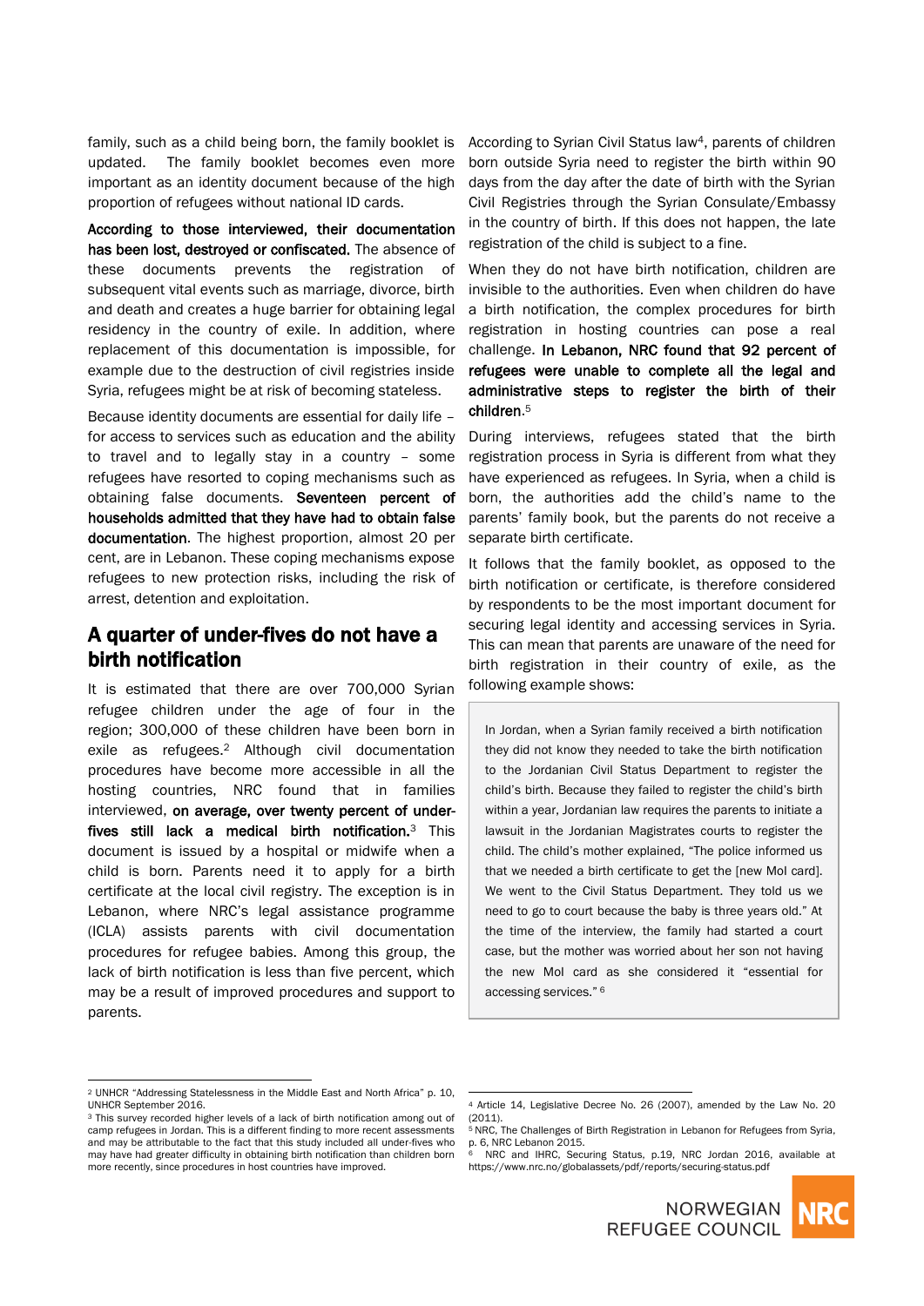family, such as a child being born, the family booklet is updated. The family booklet becomes even more important as an identity document because of the high proportion of refugees without national ID cards.

**According to those interviewed, their documentation has been lost, destroyed or confiscated.** The absence of these documents prevents the registration of subsequent vital events such as marriage, divorce, birth and death and creates a huge barrier for obtaining legal residency in the country of exile. In addition, where replacement of this documentation is impossible, for example due to the destruction of civil registries inside Syria, refugees might be at risk of becoming stateless.

Because identity documents are essential for daily life – for access to services such as education and the ability to travel and to legally stay in a country – some refugees have resorted to coping mechanisms such as obtaining false documents. **Seventeen percent of households admitted that they have had to obtain false documentation**. The highest proportion, almost 20 per cent, are in Lebanon. These coping mechanisms expose refugees to new protection risks, including the risk of arrest, detention and exploitation.

## A quarter of under-fives do not have a birth notification

It is estimated that there are over 700,000 Syrian refugee children under the age of four in the region; 300,000 of these children have been born in exile as refugees.[2] Although civil documentation procedures have become more accessible in all the hosting countries, NRC found that in families interviewed, **on average, over twenty percent of under-fives still lack a medical birth notification.**[3] This document is issued by a hospital or midwife when a child is born. Parents need it to apply for a birth certificate at the local civil registry. The exception is in Lebanon, where NRC's legal assistance programme (ICLA) assists parents with civil documentation procedures for refugee babies. Among this group, the lack of birth notification is less than five percent, which may be a result of improved procedures and support to parents.

According to Syrian Civil Status law[4], parents of children born outside Syria need to register the birth within 90 days from the day after the date of birth with the Syrian Civil Registries through the Syrian Consulate/Embassy in the country of birth. If this does not happen, the late registration of the child is subject to a fine.

When they do not have birth notification, children are invisible to the authorities. Even when children do have a birth notification, the complex procedures for birth registration in hosting countries can pose a real challenge. **In Lebanon, NRC found that 92 percent of refugees were unable to complete all the legal and administrative steps to register the birth of their children.**[5]

During interviews, refugees stated that the birth registration process in Syria is different from what they have experienced as refugees. In Syria, when a child is born, the authorities add the child's name to the parents' family book, but the parents do not receive a separate birth certificate.

It follows that the family booklet, as opposed to the birth notification or certificate, is therefore considered by respondents to be the most important document for securing legal identity and accessing services in Syria. This can mean that parents are unaware of the need for birth registration in their country of exile, as the following example shows:

> In Jordan, when a Syrian family received a birth notification they did not know they needed to take the birth notification to the Jordanian Civil Status Department to register the child's birth. Because they failed to register the child's birth within a year, Jordanian law requires the parents to initiate a lawsuit in the Jordanian Magistrates courts to register the child. The child's mother explained, "The police informed us that we needed a birth certificate to get the [new MoI card]. We went to the Civil Status Department. They told us we need to go to court because the baby is three years old." At the time of the interview, the family had started a court case, but the mother was worried about her son not having the new MoI card as she considered it "essential for accessing services." [6]

---

[2] UNHCR "Addressing Statelessness in the Middle East and North Africa" p. 10, UNHCR September 2016.

[3] This survey recorded higher levels of a lack of birth notification among out of camp refugees in Jordan. This is a different finding to more recent assessments and may be attributable to the fact that this study included all under-fives who may have had greater difficulty in obtaining birth notification than children born more recently, since procedures in host countries have improved.

[4] Article 14, Legislative Decree No. 26 (2007), amended by the Law No. 20 (2011).

[5] NRC, The Challenges of Birth Registration in Lebanon for Refugees from Syria, p. 6, NRC Lebanon 2015.

[6] NRC and IHRC, Securing Status, p.19, NRC Jordan 2016, available at https://www.nrc.no/globalassets/pdf/reports/securing-status.pdf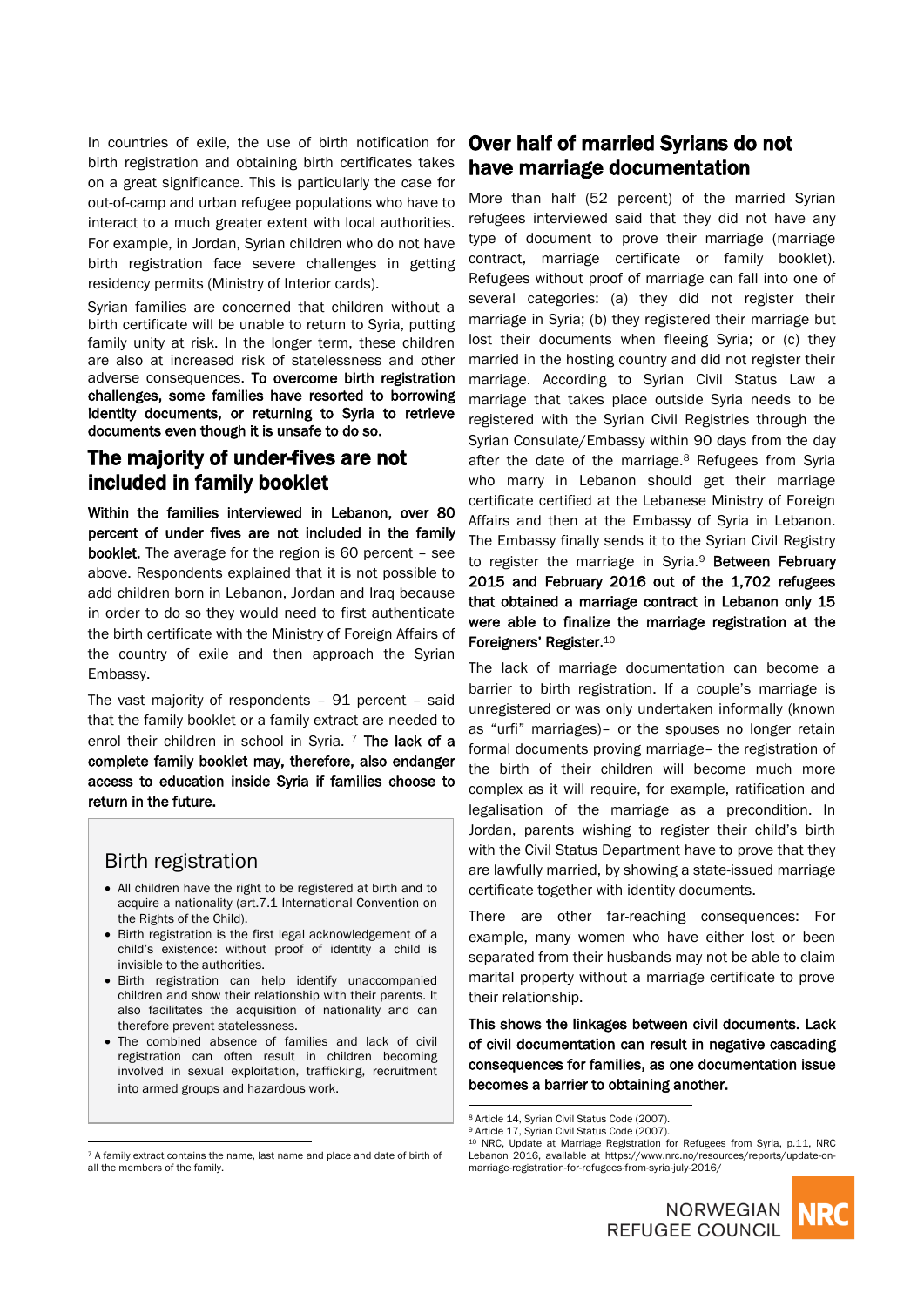In countries of exile, the use of birth notification for birth registration and obtaining birth certificates takes on a great significance. This is particularly the case for out-of-camp and urban refugee populations who have to interact to a much greater extent with local authorities. For example, in Jordan, Syrian children who do not have birth registration face severe challenges in getting residency permits (Ministry of Interior cards).

Syrian families are concerned that children without a birth certificate will be unable to return to Syria, putting family unity at risk. In the longer term, these children are also at increased risk of statelessness and other adverse consequences. **To overcome birth registration challenges, some families have resorted to borrowing identity documents, or returning to Syria to retrieve documents even though it is unsafe to do so.**

## The majority of under-fives are not included in family booklet

**Within the families interviewed in Lebanon, over 80 percent of under fives are not included in the family booklet.** The average for the region is 60 percent – see above. Respondents explained that it is not possible to add children born in Lebanon, Jordan and Iraq because in order to do so they would need to first authenticate the birth certificate with the Ministry of Foreign Affairs of the country of exile and then approach the Syrian Embassy.

The vast majority of respondents – 91 percent – said that the family booklet or a family extract are needed to enrol their children in school in Syria. [7] **The lack of a complete family booklet may, therefore, also endanger access to education inside Syria if families choose to return in the future.**

### Birth registration

- All children have the right to be registered at birth and to acquire a nationality (art.7.1 International Convention on the Rights of the Child).
- Birth registration is the first legal acknowledgement of a child's existence: without proof of identity a child is invisible to the authorities.
- Birth registration can help identify unaccompanied children and show their relationship with their parents. It also facilitates the acquisition of nationality and can therefore prevent statelessness.
- The combined absence of families and lack of civil registration can often result in children becoming involved in sexual exploitation, trafficking, recruitment into armed groups and hazardous work.

## Over half of married Syrians do not have marriage documentation

More than half (52 percent) of the married Syrian refugees interviewed said that they did not have any type of document to prove their marriage (marriage contract, marriage certificate or family booklet). Refugees without proof of marriage can fall into one of several categories: (a) they did not register their marriage in Syria; (b) they registered their marriage but lost their documents when fleeing Syria; or (c) they married in the hosting country and did not register their marriage. According to Syrian Civil Status Law a marriage that takes place outside Syria needs to be registered with the Syrian Civil Registries through the Syrian Consulate/Embassy within 90 days from the day after the date of the marriage.[8] Refugees from Syria who marry in Lebanon should get their marriage certificate certified at the Lebanese Ministry of Foreign Affairs and then at the Embassy of Syria in Lebanon. The Embassy finally sends it to the Syrian Civil Registry to register the marriage in Syria.[9] **Between February 2015 and February 2016 out of the 1,702 refugees that obtained a marriage contract in Lebanon only 15 were able to finalize the marriage registration at the Foreigners' Register**.[10]

The lack of marriage documentation can become a barrier to birth registration. If a couple's marriage is unregistered or was only undertaken informally (known as "urfi" marriages)– or the spouses no longer retain formal documents proving marriage– the registration of the birth of their children will become much more complex as it will require, for example, ratification and legalisation of the marriage as a precondition. In Jordan, parents wishing to register their child's birth with the Civil Status Department have to prove that they are lawfully married, by showing a state-issued marriage certificate together with identity documents.

There are other far-reaching consequences: For example, many women who have either lost or been separated from their husbands may not be able to claim marital property without a marriage certificate to prove their relationship.

**This shows the linkages between civil documents. Lack of civil documentation can result in negative cascading consequences for families, as one documentation issue becomes a barrier to obtaining another.**

---

[7] A family extract contains the name, last name and place and date of birth of all the members of the family.

[8] Article 14, Syrian Civil Status Code (2007).

[9] Article 17, Syrian Civil Status Code (2007).

[10] NRC, Update at Marriage Registration for Refugees from Syria, p.11, NRC Lebanon 2016, available at https://www.nrc.no/resources/reports/update-on-marriage-registration-for-refugees-from-syria-july-2016/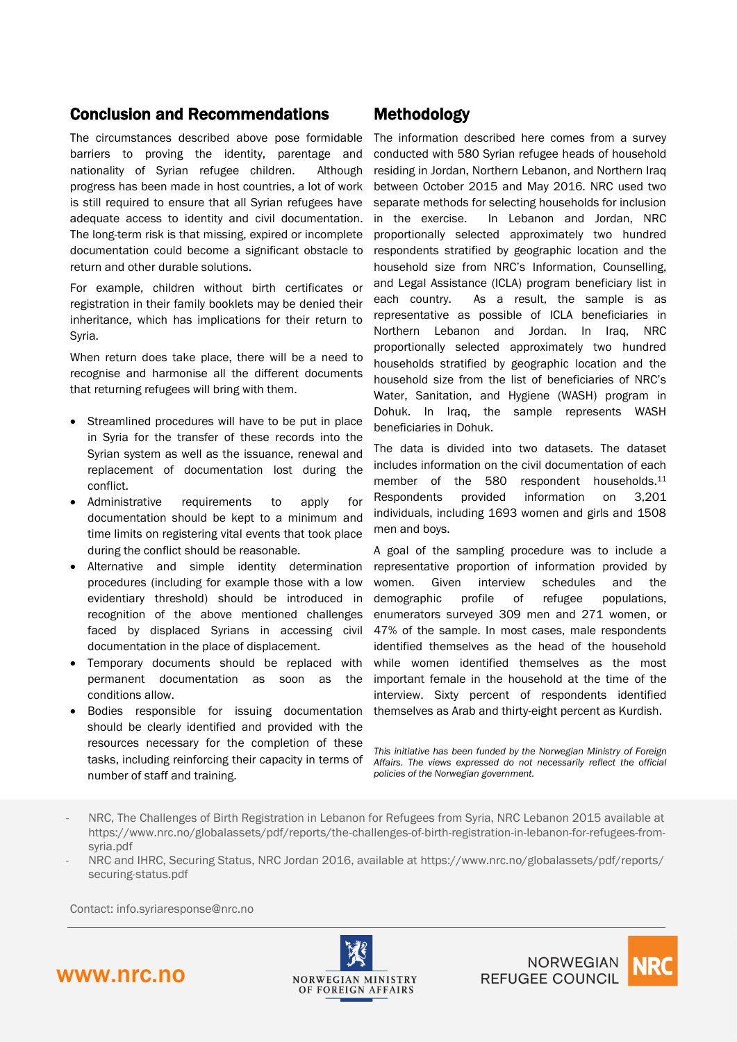## Conclusion and Recommendations

The circumstances described above pose formidable barriers to proving the identity, parentage and nationality of Syrian refugee children. Although progress has been made in host countries, a lot of work is still required to ensure that all Syrian refugees have adequate access to identity and civil documentation. The long-term risk is that missing, expired or incomplete documentation could become a significant obstacle to return and other durable solutions.

For example, children without birth certificates or registration in their family booklets may be denied their inheritance, which has implications for their return to Syria.

When return does take place, there will be a need to recognise and harmonise all the different documents that returning refugees will bring with them.

- Streamlined procedures will have to be put in place in Syria for the transfer of these records into the Syrian system as well as the issuance, renewal and replacement of documentation lost during the conflict.
- Administrative requirements to apply for documentation should be kept to a minimum and time limits on registering vital events that took place during the conflict should be reasonable.
- Alternative and simple identity determination procedures (including for example those with a low evidentiary threshold) should be introduced in recognition of the above mentioned challenges faced by displaced Syrians in accessing civil documentation in the place of displacement.
- Temporary documents should be replaced with permanent documentation as soon as the conditions allow.
- Bodies responsible for issuing documentation should be clearly identified and provided with the resources necessary for the completion of these tasks, including reinforcing their capacity in terms of number of staff and training.

## Methodology

The information described here comes from a survey conducted with 580 Syrian refugee heads of household residing in Jordan, Northern Lebanon, and Northern Iraq between October 2015 and May 2016. NRC used two separate methods for selecting households for inclusion in the exercise. In Lebanon and Jordan, NRC proportionally selected approximately two hundred respondents stratified by geographic location and the household size from NRC's Information, Counselling, and Legal Assistance (ICLA) program beneficiary list in each country. As a result, the sample is as representative as possible of ICLA beneficiaries in Northern Lebanon and Jordan. In Iraq, NRC proportionally selected approximately two hundred households stratified by geographic location and the household size from the list of beneficiaries of NRC's Water, Sanitation, and Hygiene (WASH) program in Dohuk. In Iraq, the sample represents WASH beneficiaries in Dohuk.

The data is divided into two datasets. The dataset includes information on the civil documentation of each member of the 580 respondent households.[11] Respondents provided information on 3,201 individuals, including 1693 women and girls and 1508 men and boys.

A goal of the sampling procedure was to include a representative proportion of information provided by women. Given interview schedules and the demographic profile of refugee populations, enumerators surveyed 309 men and 271 women, or 47% of the sample. In most cases, male respondents identified themselves as the head of the household while women identified themselves as the most important female in the household at the time of the interview. Sixty percent of respondents identified themselves as Arab and thirty-eight percent as Kurdish.

*This initiative has been funded by the Norwegian Ministry of Foreign Affairs. The views expressed do not necessarily reflect the official policies of the Norwegian government.*

- NRC, The Challenges of Birth Registration in Lebanon for Refugees from Syria, NRC Lebanon 2015 available at https://www.nrc.no/globalassets/pdf/reports/the-challenges-of-birth-registration-in-lebanon-for-refugees-from-syria.pdf
- NRC and IHRC, Securing Status, NRC Jordan 2016, available at https://www.nrc.no/globalassets/pdf/reports/securing-status.pdf

Contact: info.syriaresponse@nrc.no

www.nrc.no

NORWEGIAN MINISTRY OF FOREIGN AFFAIRS

NORWEGIAN REFUGEE COUNCIL NRC